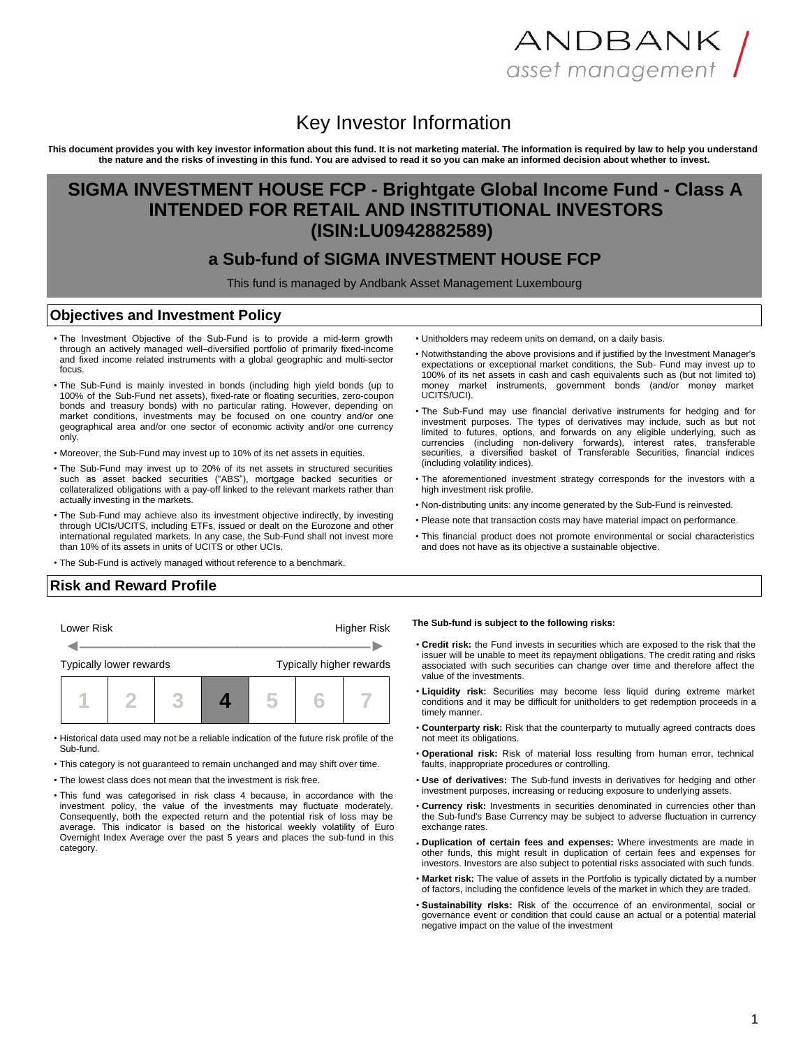ANDBANK asset management

# Key Investor Information

**This document provides you with key investor information about this fund. It is not marketing material. The information is required by law to help you understand the nature and the risks of investing in this fund. You are advised to read it so you can make an informed decision about whether to invest.**

# SIGMA INVESTMENT HOUSE FCP - Brightgate Global Income Fund - Class A INTENDED FOR RETAIL AND INSTITUTIONAL INVESTORS (ISIN:LU0942882589)

## a Sub-fund of SIGMA INVESTMENT HOUSE FCP

This fund is managed by Andbank Asset Management Luxembourg

## Objectives and Investment Policy

- The Investment Objective of the Sub-Fund is to provide a mid-term growth through an actively managed well–diversified portfolio of primarily fixed-income and fixed income related instruments with a global geographic and multi-sector focus.
- The Sub-Fund is mainly invested in bonds (including high yield bonds (up to 100% of the Sub-Fund net assets), fixed-rate or floating securities, zero-coupon bonds and treasury bonds) with no particular rating. However, depending on market conditions, investments may be focused on one country and/or one geographical area and/or one sector of economic activity and/or one currency only.
- Moreover, the Sub-Fund may invest up to 10% of its net assets in equities.
- The Sub-Fund may invest up to 20% of its net assets in structured securities such as asset backed securities ("ABS"), mortgage backed securities or collateralized obligations with a pay-off linked to the relevant markets rather than actually investing in the markets.
- The Sub-Fund may achieve also its investment objective indirectly, by investing through UCIs/UCITS, including ETFs, issued or dealt on the Eurozone and other international regulated markets. In any case, the Sub-Fund shall not invest more than 10% of its assets in units of UCITS or other UCIs.
- The Sub-Fund is actively managed without reference to a benchmark.
- Unitholders may redeem units on demand, on a daily basis.
- Notwithstanding the above provisions and if justified by the Investment Manager's expectations or exceptional market conditions, the Sub- Fund may invest up to 100% of its net assets in cash and cash equivalents such as (but not limited to) money market instruments, government bonds (and/or money market UCITS/UCI).
- The Sub-Fund may use financial derivative instruments for hedging and for investment purposes. The types of derivatives may include, such as but not limited to futures, options, and forwards on any eligible underlying, such as currencies (including non-delivery forwards), interest rates, transferable securities, a diversified basket of Transferable Securities, financial indices (including volatility indices).
- The aforementioned investment strategy corresponds for the investors with a high investment risk profile.
- Non-distributing units: any income generated by the Sub-Fund is reinvested.
- Please note that transaction costs may have material impact on performance.
- This financial product does not promote environmental or social characteristics and does not have as its objective a sustainable objective.

## Risk and Reward Profile

| Lower Risk | | | | | | Higher Risk |
|---|---|---|---|---|---|---|
| Typically lower rewards | | | | | | Typically higher rewards |
| 1 | 2 | 3 | **4** | 5 | 6 | 7 |

- Historical data used may not be a reliable indication of the future risk profile of the Sub-fund.
- This category is not guaranteed to remain unchanged and may shift over time.
- The lowest class does not mean that the investment is risk free.
- This fund was categorised in risk class 4 because, in accordance with the investment policy, the value of the investments may fluctuate moderately. Consequently, both the expected return and the potential risk of loss may be average. This indicator is based on the historical weekly volatility of Euro Overnight Index Average over the past 5 years and places the sub-fund in this category.

**The Sub-fund is subject to the following risks:**

- **Credit risk:** the Fund invests in securities which are exposed to the risk that the issuer will be unable to meet its repayment obligations. The credit rating and risks associated with such securities can change over time and therefore affect the value of the investments.
- **Liquidity risk:** Securities may become less liquid during extreme market conditions and it may be difficult for unitholders to get redemption proceeds in a timely manner.
- **Counterparty risk:** Risk that the counterparty to mutually agreed contracts does not meet its obligations.
- **Operational risk:** Risk of material loss resulting from human error, technical faults, inappropriate procedures or controlling.
- **Use of derivatives:** The Sub-fund invests in derivatives for hedging and other investment purposes, increasing or reducing exposure to underlying assets.
- **Currency risk:** Investments in securities denominated in currencies other than the Sub-fund's Base Currency may be subject to adverse fluctuation in currency exchange rates.
- **Duplication of certain fees and expenses:** Where investments are made in other funds, this might result in duplication of certain fees and expenses for investors. Investors are also subject to potential risks associated with such funds.
- **Market risk:** The value of assets in the Portfolio is typically dictated by a number of factors, including the confidence levels of the market in which they are traded.
- **Sustainability risks:** Risk of the occurrence of an environmental, social or governance event or condition that could cause an actual or a potential material negative impact on the value of the investment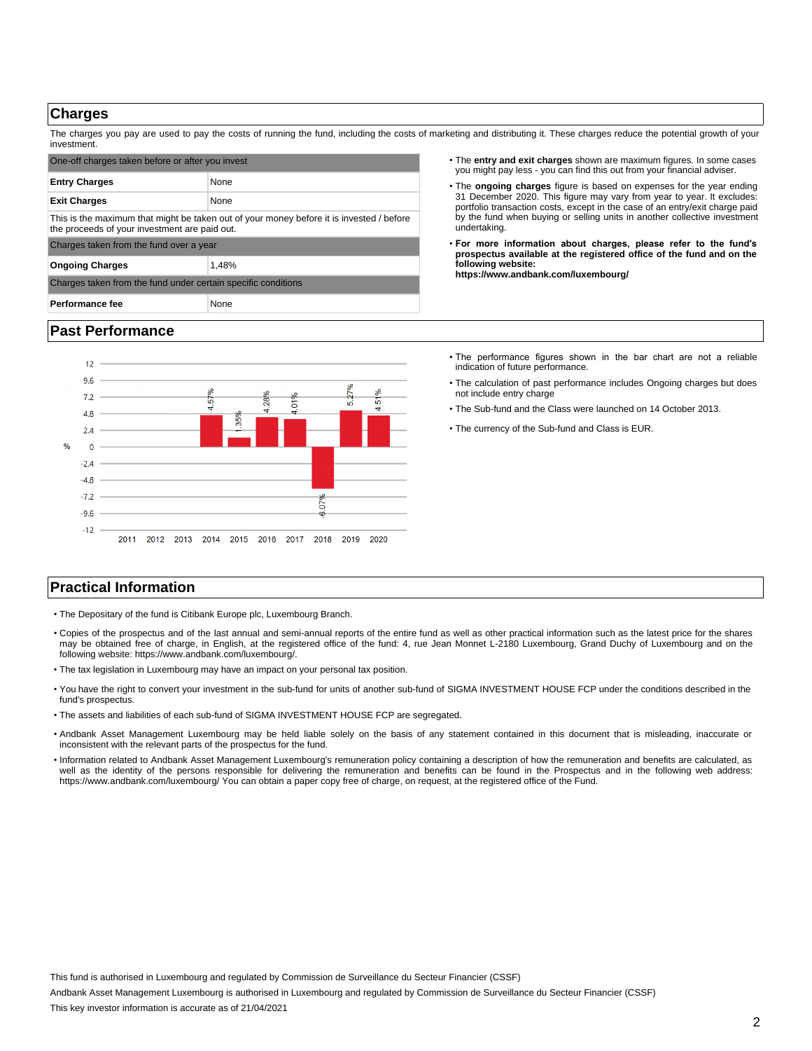## Charges

The charges you pay are used to pay the costs of running the fund, including the costs of marketing and distributing it. These charges reduce the potential growth of your investment.

| | |
|---|---|
| One-off charges taken before or after you invest | |
| **Entry Charges** | None |
| **Exit Charges** | None |
| This is the maximum that might be taken out of your money before it is invested / before the proceeds of your investment are paid out. | |
| Charges taken from the fund over a year | |
| **Ongoing Charges** | 1,48% |
| Charges taken from the fund under certain specific conditions | |
| **Performance fee** | None |

- The **entry and exit charges** shown are maximum figures. In some cases you might pay less - you can find this out from your financial adviser.
- The **ongoing charges** figure is based on expenses for the year ending 31 December 2020. This figure may vary from year to year. It excludes: portfolio transaction costs, except in the case of an entry/exit charge paid by the fund when buying or selling units in another collective investment undertaking.
- **For more information about charges, please refer to the fund's prospectus available at the registered office of the fund and on the following website: https://www.andbank.com/luxembourg/**

## Past Performance

%

12
9.6
7.2
4.8
2.4
0
-2.4
-4.8
-7.2
-9.6
-12

2011 2012 2013 2014 2015 2016 2017 2018 2019 2020

4.57% 1.35% 4.28% 4.01% -6.07% 5.27% 4.51%

- The performance figures shown in the bar chart are not a reliable indication of future performance.
- The calculation of past performance includes Ongoing charges but does not include entry charge
- The Sub-fund and the Class were launched on 14 October 2013.
- The currency of the Sub-fund and Class is EUR.

## Practical Information

- The Depositary of the fund is Citibank Europe plc, Luxembourg Branch.
- Copies of the prospectus and of the last annual and semi-annual reports of the entire fund as well as other practical information such as the latest price for the shares may be obtained free of charge, in English, at the registered office of the fund: 4, rue Jean Monnet L-2180 Luxembourg, Grand Duchy of Luxembourg and on the following website: https://www.andbank.com/luxembourg/.
- The tax legislation in Luxembourg may have an impact on your personal tax position.
- You have the right to convert your investment in the sub-fund for units of another sub-fund of SIGMA INVESTMENT HOUSE FCP under the conditions described in the fund's prospectus.
- The assets and liabilities of each sub-fund of SIGMA INVESTMENT HOUSE FCP are segregated.
- Andbank Asset Management Luxembourg may be held liable solely on the basis of any statement contained in this document that is misleading, inaccurate or inconsistent with the relevant parts of the prospectus for the fund.
- Information related to Andbank Asset Management Luxembourg's remuneration policy containing a description of how the remuneration and benefits are calculated, as well as the identity of the persons responsible for delivering the remuneration and benefits can be found in the Prospectus and in the following web address: https://www.andbank.com/luxembourg/ You can obtain a paper copy free of charge, on request, at the registered office of the Fund.

This fund is authorised in Luxembourg and regulated by Commission de Surveillance du Secteur Financier (CSSF)

Andbank Asset Management Luxembourg is authorised in Luxembourg and regulated by Commission de Surveillance du Secteur Financier (CSSF)

This key investor information is accurate as of 21/04/2021